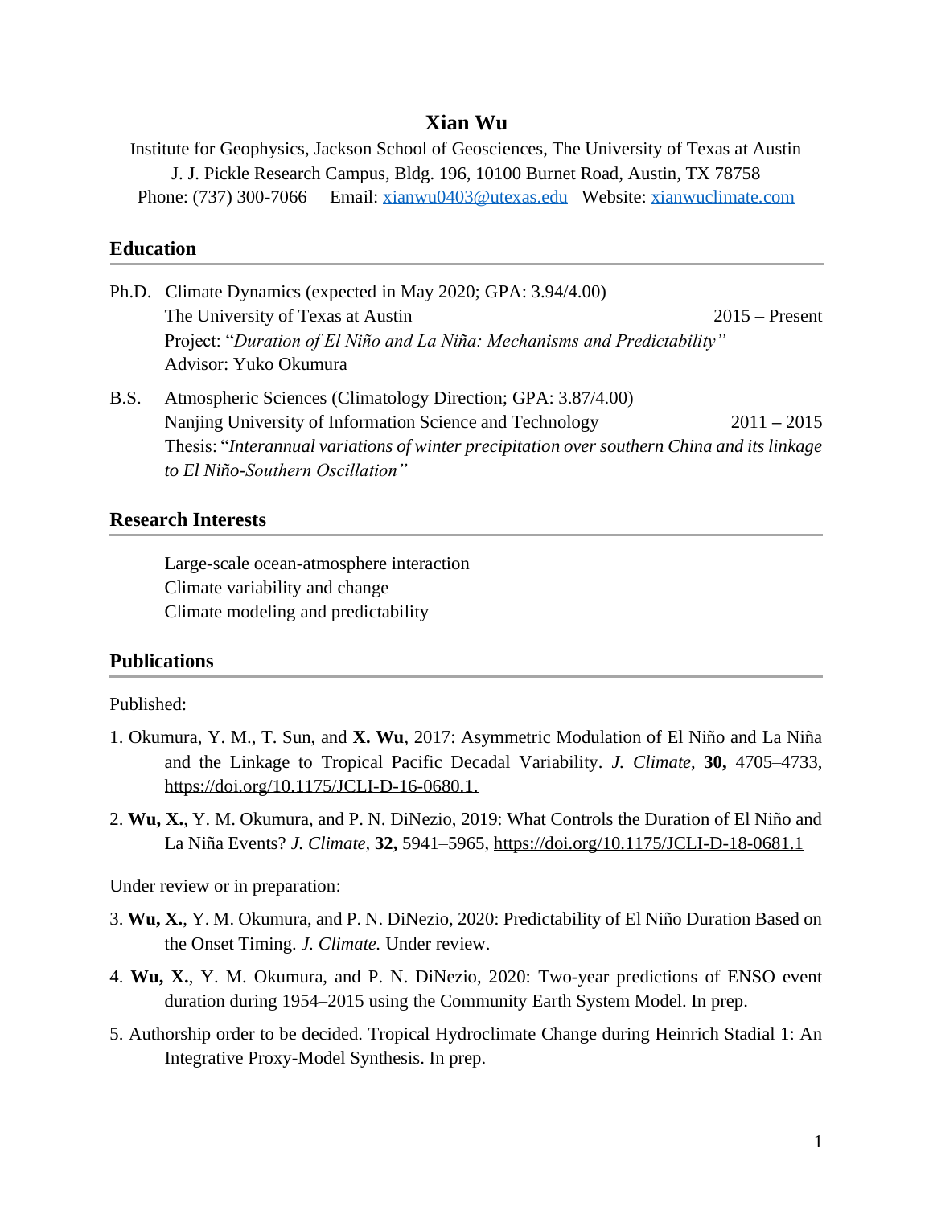# Xian Wu

Institute for Geophysics, Jackson School of Geosciences, The University of Texas at Austin
J. J. Pickle Research Campus, Bldg. 196, 10100 Burnet Road, Austin, TX 78758
Phone: (737) 300-7066 Email: [xianwu0403@utexas.edu](mailto:xianwu0403@utexas.edu) Website: [xianwuclimate.com](http://xianwuclimate.com)

## Education

Ph.D. Climate Dynamics (expected in May 2020; GPA: 3.94/4.00)
The University of Texas at Austin — 2015 – Present
Project: "*Duration of El Niño and La Niña: Mechanisms and Predictability*"
Advisor: Yuko Okumura

B.S. Atmospheric Sciences (Climatology Direction; GPA: 3.87/4.00)
Nanjing University of Information Science and Technology — 2011 – 2015
Thesis: "*Interannual variations of winter precipitation over southern China and its linkage to El Niño-Southern Oscillation*"

## Research Interests

Large-scale ocean-atmosphere interaction
Climate variability and change
Climate modeling and predictability

## Publications

Published:

1. Okumura, Y. M., T. Sun, and **X. Wu**, 2017: Asymmetric Modulation of El Niño and La Niña and the Linkage to Tropical Pacific Decadal Variability. *J. Climate*, **30,** 4705–4733, https://doi.org/10.1175/JCLI-D-16-0680.1.
2. **Wu, X.**, Y. M. Okumura, and P. N. DiNezio, 2019: What Controls the Duration of El Niño and La Niña Events? *J. Climate*, **32,** 5941–5965, https://doi.org/10.1175/JCLI-D-18-0681.1

Under review or in preparation:

3. **Wu, X.**, Y. M. Okumura, and P. N. DiNezio, 2020: Predictability of El Niño Duration Based on the Onset Timing. *J. Climate.* Under review.
4. **Wu, X.**, Y. M. Okumura, and P. N. DiNezio, 2020: Two-year predictions of ENSO event duration during 1954–2015 using the Community Earth System Model. In prep.
5. Authorship order to be decided. Tropical Hydroclimate Change during Heinrich Stadial 1: An Integrative Proxy-Model Synthesis. In prep.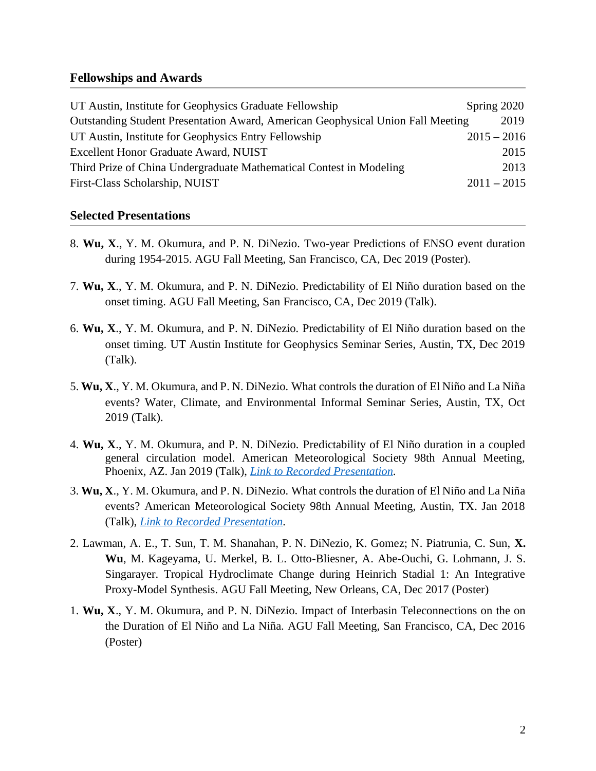## Fellowships and Awards

| | |
|---|---|
| UT Austin, Institute for Geophysics Graduate Fellowship | Spring 2020 |
| Outstanding Student Presentation Award, American Geophysical Union Fall Meeting | 2019 |
| UT Austin, Institute for Geophysics Entry Fellowship | 2015 – 2016 |
| Excellent Honor Graduate Award, NUIST | 2015 |
| Third Prize of China Undergraduate Mathematical Contest in Modeling | 2013 |
| First-Class Scholarship, NUIST | 2011 – 2015 |

## Selected Presentations

8. **Wu, X**., Y. M. Okumura, and P. N. DiNezio. Two-year Predictions of ENSO event duration during 1954-2015. AGU Fall Meeting, San Francisco, CA, Dec 2019 (Poster).

7. **Wu, X**., Y. M. Okumura, and P. N. DiNezio. Predictability of El Niño duration based on the onset timing. AGU Fall Meeting, San Francisco, CA, Dec 2019 (Talk).

6. **Wu, X**., Y. M. Okumura, and P. N. DiNezio. Predictability of El Niño duration based on the onset timing. UT Austin Institute for Geophysics Seminar Series, Austin, TX, Dec 2019 (Talk).

5. **Wu, X**., Y. M. Okumura, and P. N. DiNezio. What controls the duration of El Niño and La Niña events? Water, Climate, and Environmental Informal Seminar Series, Austin, TX, Oct 2019 (Talk).

4. **Wu, X**., Y. M. Okumura, and P. N. DiNezio. Predictability of El Niño duration in a coupled general circulation model. American Meteorological Society 98th Annual Meeting, Phoenix, AZ. Jan 2019 (Talk), *Link to Recorded Presentation*.

3. **Wu, X**., Y. M. Okumura, and P. N. DiNezio. What controls the duration of El Niño and La Niña events? American Meteorological Society 98th Annual Meeting, Austin, TX. Jan 2018 (Talk), *Link to Recorded Presentation*.

2. Lawman, A. E., T. Sun, T. M. Shanahan, P. N. DiNezio, K. Gomez; N. Piatrunia, C. Sun, **X. Wu**, M. Kageyama, U. Merkel, B. L. Otto-Bliesner, A. Abe-Ouchi, G. Lohmann, J. S. Singarayer. Tropical Hydroclimate Change during Heinrich Stadial 1: An Integrative Proxy-Model Synthesis. AGU Fall Meeting, New Orleans, CA, Dec 2017 (Poster)

1. **Wu, X**., Y. M. Okumura, and P. N. DiNezio. Impact of Interbasin Teleconnections on the on the Duration of El Niño and La Niña. AGU Fall Meeting, San Francisco, CA, Dec 2016 (Poster)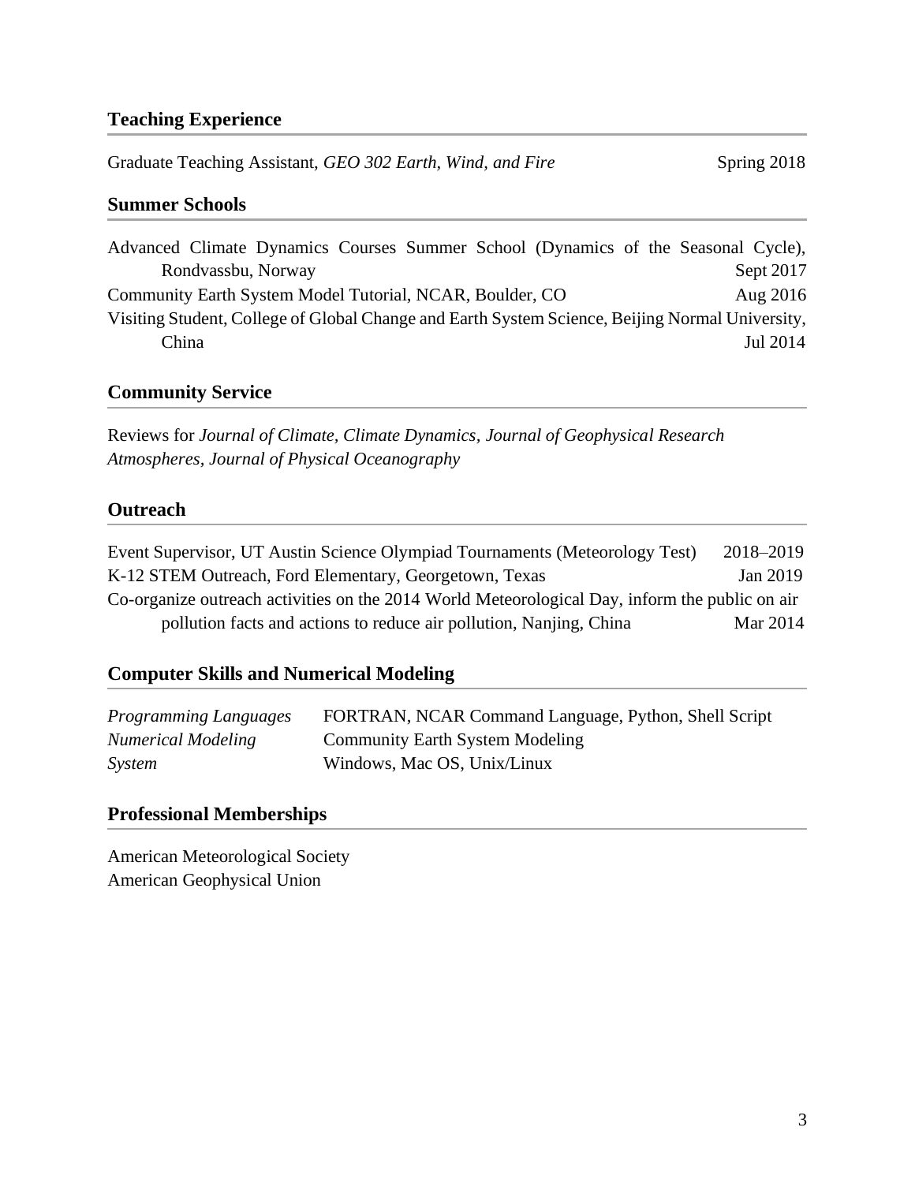## Teaching Experience

Graduate Teaching Assistant, *GEO 302 Earth, Wind, and Fire* Spring 2018

## Summer Schools

Advanced Climate Dynamics Courses Summer School (Dynamics of the Seasonal Cycle), Rondvassbu, Norway Sept 2017

Community Earth System Model Tutorial, NCAR, Boulder, CO Aug 2016

Visiting Student, College of Global Change and Earth System Science, Beijing Normal University, China Jul 2014

## Community Service

Reviews for *Journal of Climate, Climate Dynamics, Journal of Geophysical Research Atmospheres, Journal of Physical Oceanography*

## Outreach

Event Supervisor, UT Austin Science Olympiad Tournaments (Meteorology Test) 2018–2019

K-12 STEM Outreach, Ford Elementary, Georgetown, Texas Jan 2019

Co-organize outreach activities on the 2014 World Meteorological Day, inform the public on air pollution facts and actions to reduce air pollution, Nanjing, China Mar 2014

## Computer Skills and Numerical Modeling

| | |
|---|---|
| *Programming Languages* | FORTRAN, NCAR Command Language, Python, Shell Script |
| *Numerical Modeling* | Community Earth System Modeling |
| *System* | Windows, Mac OS, Unix/Linux |

## Professional Memberships

American Meteorological Society

American Geophysical Union